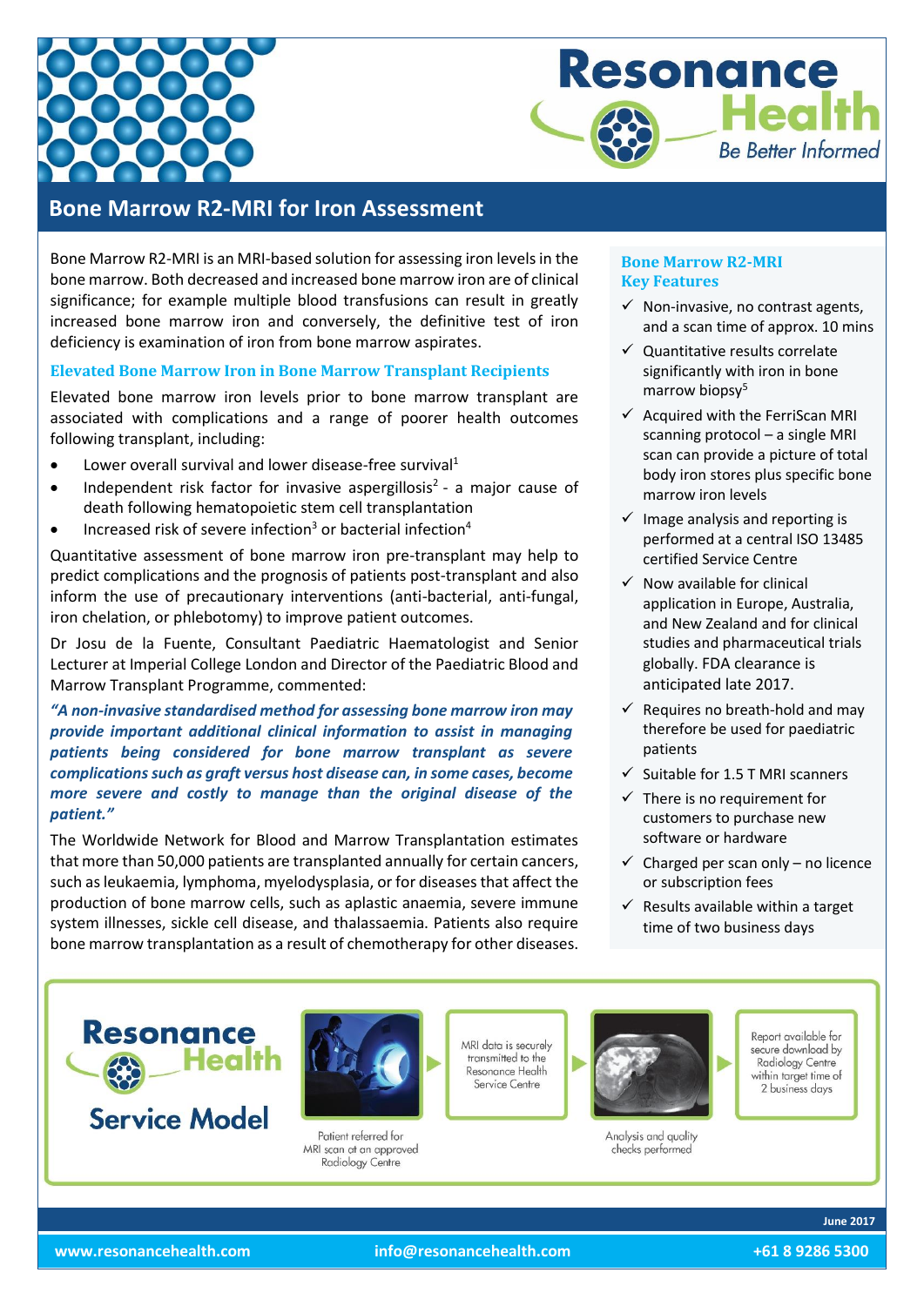# Bone Marrow R2-MRI for Iron Assessment

Bone Marrow R2-MRI is an MRI-based solution for assessing iron levels in the bone marrow. Both decreased and increased bone marrow iron are of clinical significance; for example multiple blood transfusions can result in greatly increased bone marrow iron and conversely, the definitive test of iron deficiency is examination of iron from bone marrow aspirates.

## Elevated Bone Marrow Iron in Bone Marrow Transplant Recipients

Elevated bone marrow iron levels prior to bone marrow transplant are associated with complications and a range of poorer health outcomes following transplant, including:

- Lower overall survival and lower disease-free survival[1]
- Independent risk factor for invasive aspergillosis[2] - a major cause of death following hematopoietic stem cell transplantation
- Increased risk of severe infection[3] or bacterial infection[4]

Quantitative assessment of bone marrow iron pre-transplant may help to predict complications and the prognosis of patients post-transplant and also inform the use of precautionary interventions (anti-bacterial, anti-fungal, iron chelation, or phlebotomy) to improve patient outcomes.

Dr Josu de la Fuente, Consultant Paediatric Haematologist and Senior Lecturer at Imperial College London and Director of the Paediatric Blood and Marrow Transplant Programme, commented:

***"A non-invasive standardised method for assessing bone marrow iron may provide important additional clinical information to assist in managing patients being considered for bone marrow transplant as severe complications such as graft versus host disease can, in some cases, become more severe and costly to manage than the original disease of the patient."***

The Worldwide Network for Blood and Marrow Transplantation estimates that more than 50,000 patients are transplanted annually for certain cancers, such as leukaemia, lymphoma, myelodysplasia, or for diseases that affect the production of bone marrow cells, such as aplastic anaemia, severe immune system illnesses, sickle cell disease, and thalassaemia. Patients also require bone marrow transplantation as a result of chemotherapy for other diseases.

## Bone Marrow R2-MRI Key Features

- ✓ Non-invasive, no contrast agents, and a scan time of approx. 10 mins
- ✓ Quantitative results correlate significantly with iron in bone marrow biopsy[5]
- ✓ Acquired with the FerriScan MRI scanning protocol – a single MRI scan can provide a picture of total body iron stores plus specific bone marrow iron levels
- ✓ Image analysis and reporting is performed at a central ISO 13485 certified Service Centre
- ✓ Now available for clinical application in Europe, Australia, and New Zealand and for clinical studies and pharmaceutical trials globally. FDA clearance is anticipated late 2017.
- ✓ Requires no breath-hold and may therefore be used for paediatric patients
- ✓ Suitable for 1.5 T MRI scanners
- ✓ There is no requirement for customers to purchase new software or hardware
- ✓ Charged per scan only – no licence or subscription fees
- ✓ Results available within a target time of two business days

## Resonance Health Service Model

1. Patient referred for MRI scan at an approved Radiology Centre
2. MRI data is securely transmitted to the Resonance Health Service Centre
3. Analysis and quality checks performed
4. Report available for secure download by Radiology Centre within target time of 2 business days

June 2017

www.resonancehealth.com | info@resonancehealth.com | +61 8 9286 5300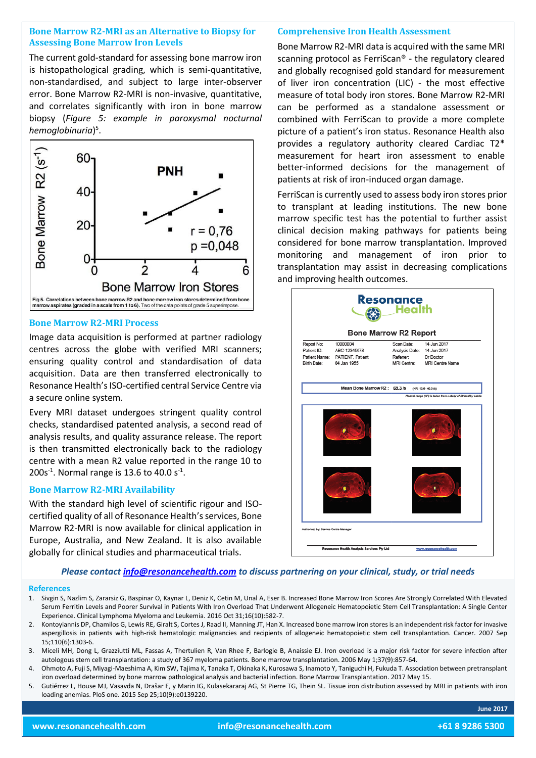## Bone Marrow R2-MRI as an Alternative to Biopsy for Assessing Bone Marrow Iron Levels

The current gold-standard for assessing bone marrow iron is histopathological grading, which is semi-quantitative, non-standardised, and subject to large inter-observer error. Bone Marrow R2-MRI is non-invasive, quantitative, and correlates significantly with iron in bone marrow biopsy (*Figure 5: example in paroxysmal nocturnal hemoglobinuria*)[5].

PNH

Bone Marrow R2 ($s^{-1}$)

60

40

20

0

0 2 4 6

r = 0,76

p =0,048

Bone Marrow Iron Stores

Fig 5. Correlations between bone marrow R2 and bone marrow iron stores determined from bone marrow aspirates (graded in a scale from 1 to 6). Two of the data points of grade 5 superimpose.

## Bone Marrow R2-MRI Process

Image data acquisition is performed at partner radiology centres across the globe with verified MRI scanners; ensuring quality control and standardisation of data acquisition. Data are then transferred electronically to Resonance Health's ISO-certified central Service Centre via a secure online system.

Every MRI dataset undergoes stringent quality control checks, standardised patented analysis, a second read of analysis results, and quality assurance release. The report is then transmitted electronically back to the radiology centre with a mean R2 value reported in the range 10 to 200$s^{-1}$. Normal range is 13.6 to 40.0 $s^{-1}$.

## Bone Marrow R2-MRI Availability

With the standard high level of scientific rigour and ISO-certified quality of all of Resonance Health's services, Bone Marrow R2-MRI is now available for clinical application in Europe, Australia, and New Zealand. It is also available globally for clinical studies and pharmaceutical trials.

## Comprehensive Iron Health Assessment

Bone Marrow R2-MRI data is acquired with the same MRI scanning protocol as FerriScan® - the regulatory cleared and globally recognised gold standard for measurement of liver iron concentration (LIC) - the most effective measure of total body iron stores. Bone Marrow R2-MRI can be performed as a standalone assessment or combined with FerriScan to provide a more complete picture of a patient's iron status. Resonance Health also provides a regulatory authority cleared Cardiac T2* measurement for heart iron assessment to enable better-informed decisions for the management of patients at risk of iron-induced organ damage.

FerriScan is currently used to assess body iron stores prior to transplant at leading institutions. The new bone marrow specific test has the potential to further assist clinical decision making pathways for patients being considered for bone marrow transplantation. Improved monitoring and management of iron prior to transplantation may assist in decreasing complications and improving health outcomes.

Resonance Health

Bone Marrow R2 Report

| | | | |
|---|---|---|---|
| Report No: | 10000004 | Scan Date: | 14 Jun 2017 |
| Patient ID: | ABC-12345678 | Analysis Date: | 14 Jun 2017 |
| Patient Name: | PATIENT, Patient | Referrer: | Dr Doctor |
| Birth Date: | 04 Jan 1955 | MRI Centre: | MRI Centre Name |

Mean Bone Marrow R2 : 69.3 /s (NR: 13.6 - 40.0 /s)

Normal range (NR) is taken from a study of 20 healthy adults

Authorised by: Service Centre Manager

Resonance Health Analysis Services Pty Ltd www.resonancehealth.com

***Please contact info@resonancehealth.com to discuss partnering on your clinical, study, or trial needs***

### References

1. Sivgin S, Nazlim S, Zararsiz G, Baspinar O, Kaynar L, Deniz K, Cetin M, Unal A, Eser B. Increased Bone Marrow Iron Scores Are Strongly Correlated With Elevated Serum Ferritin Levels and Poorer Survival in Patients With Iron Overload That Underwent Allogeneic Hematopoietic Stem Cell Transplantation: A Single Center Experience. Clinical Lymphoma Myeloma and Leukemia. 2016 Oct 31;16(10):582-7.
2. Kontoyiannis DP, Chamilos G, Lewis RE, Giralt S, Cortes J, Raad II, Manning JT, Han X. Increased bone marrow iron stores is an independent risk factor for invasive aspergillosis in patients with high-risk hematologic malignancies and recipients of allogeneic hematopoietic stem cell transplantation. Cancer. 2007 Sep 15;110(6):1303-6.
3. Miceli MH, Dong L, Grazziutti ML, Fassas A, Thertulien R, Van Rhee F, Barlogie B, Anaissie EJ. Iron overload is a major risk factor for severe infection after autologous stem cell transplantation: a study of 367 myeloma patients. Bone marrow transplantation. 2006 May 1;37(9):857-64.
4. Ohmoto A, Fuji S, Miyagi-Maeshima A, Kim SW, Tajima K, Tanaka T, Okinaka K, Kurosawa S, Inamoto Y, Taniguchi H, Fukuda T. Association between pretransplant iron overload determined by bone marrow pathological analysis and bacterial infection. Bone Marrow Transplantation. 2017 May 15.
5. Gutiérrez L, House MJ, Vasavda N, Drašar E, y Marin IG, Kulasekararaj AG, St Pierre TG, Thein SL. Tissue iron distribution assessed by MRI in patients with iron loading anemias. PloS one. 2015 Sep 25;10(9):e0139220.

June 2017

www.resonancehealth.com info@resonancehealth.com +61 8 9286 5300